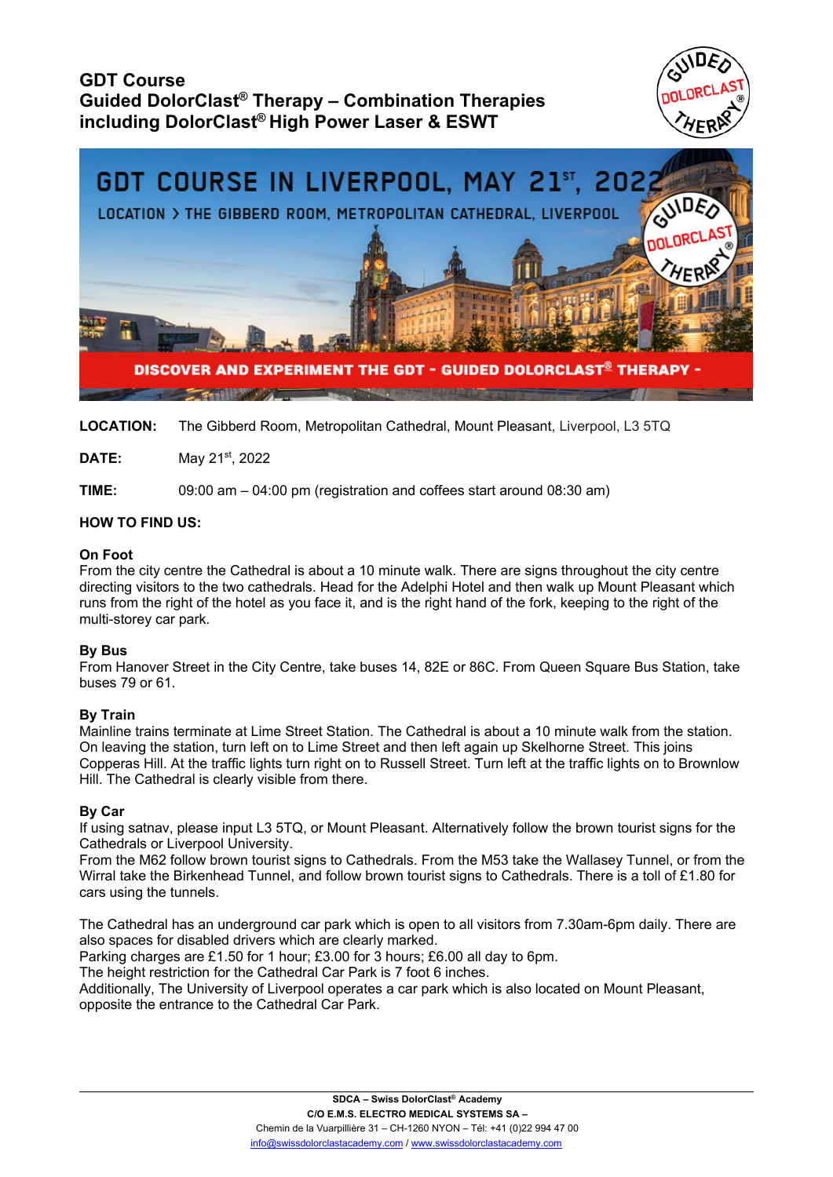# GDT Course
# Guided DolorClast® Therapy – Combination Therapies including DolorClast® High Power Laser & ESWT

GDT COURSE IN LIVERPOOL, MAY 21ST, 2022

LOCATION > THE GIBBERD ROOM, METROPOLITAN CATHEDRAL, LIVERPOOL

DISCOVER AND EXPERIMENT THE GDT - GUIDED DOLORCLAST® THERAPY -

**LOCATION:** The Gibberd Room, Metropolitan Cathedral, Mount Pleasant, Liverpool, L3 5TQ

**DATE:** May 21st, 2022

**TIME:** 09:00 am – 04:00 pm (registration and coffees start around 08:30 am)

**HOW TO FIND US:**

**On Foot**
From the city centre the Cathedral is about a 10 minute walk. There are signs throughout the city centre directing visitors to the two cathedrals. Head for the Adelphi Hotel and then walk up Mount Pleasant which runs from the right of the hotel as you face it, and is the right hand of the fork, keeping to the right of the multi-storey car park.

**By Bus**
From Hanover Street in the City Centre, take buses 14, 82E or 86C. From Queen Square Bus Station, take buses 79 or 61.

**By Train**
Mainline trains terminate at Lime Street Station. The Cathedral is about a 10 minute walk from the station. On leaving the station, turn left on to Lime Street and then left again up Skelhorne Street. This joins Copperas Hill. At the traffic lights turn right on to Russell Street. Turn left at the traffic lights on to Brownlow Hill. The Cathedral is clearly visible from there.

**By Car**
If using satnav, please input L3 5TQ, or Mount Pleasant. Alternatively follow the brown tourist signs for the Cathedrals or Liverpool University.
From the M62 follow brown tourist signs to Cathedrals. From the M53 take the Wallasey Tunnel, or from the Wirral take the Birkenhead Tunnel, and follow brown tourist signs to Cathedrals. There is a toll of £1.80 for cars using the tunnels.

The Cathedral has an underground car park which is open to all visitors from 7.30am-6pm daily. There are also spaces for disabled drivers which are clearly marked.
Parking charges are £1.50 for 1 hour; £3.00 for 3 hours; £6.00 all day to 6pm.
The height restriction for the Cathedral Car Park is 7 foot 6 inches.
Additionally, The University of Liverpool operates a car park which is also located on Mount Pleasant, opposite the entrance to the Cathedral Car Park.

**SDCA – Swiss DolorClast® Academy**
**C/O E.M.S. ELECTRO MEDICAL SYSTEMS SA –**
Chemin de la Vuarpillière 31 – CH-1260 NYON – Tél: +41 (0)22 994 47 00
info@swissdolorclastacademy.com / www.swissdolorclastacademy.com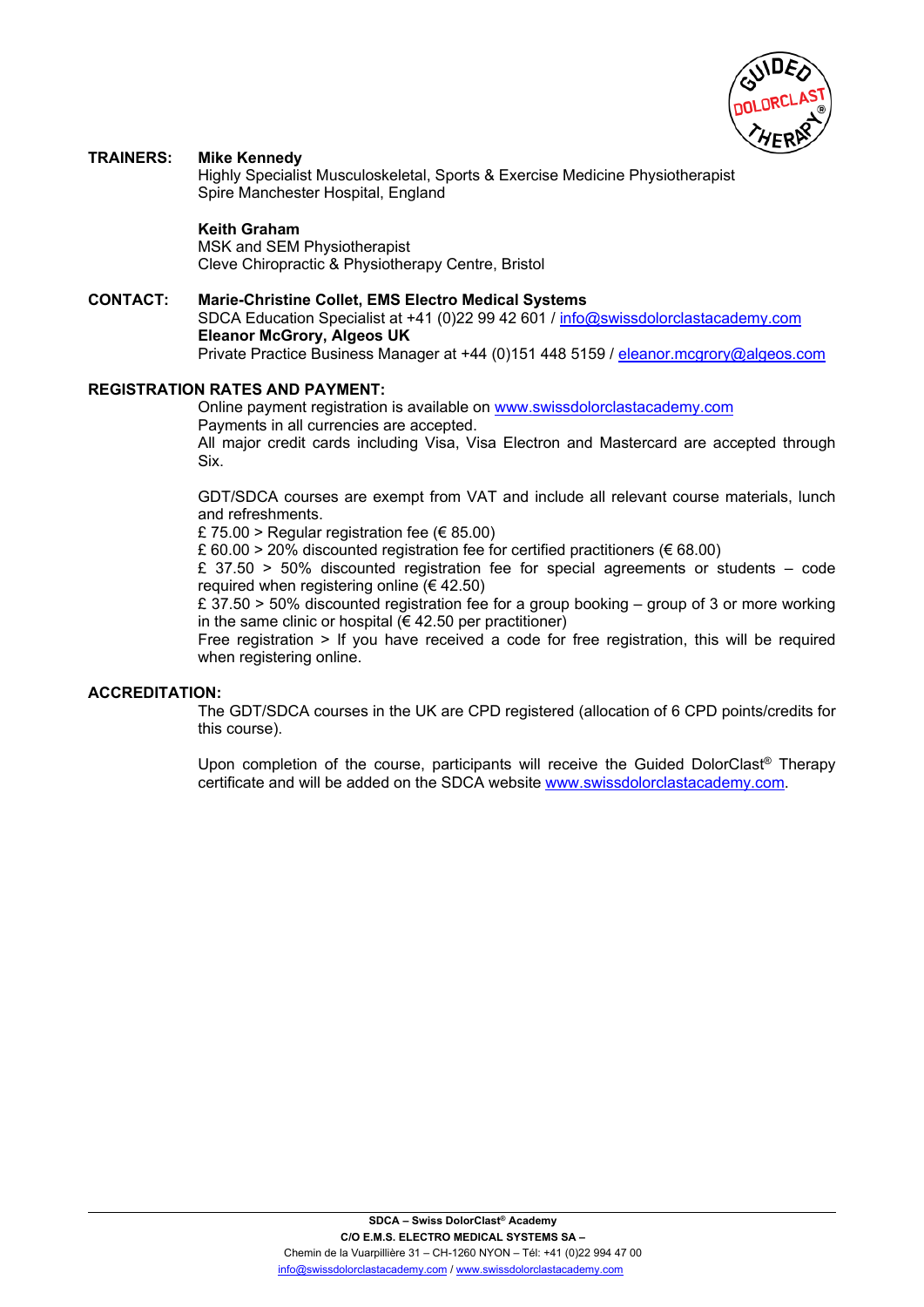**TRAINERS:** **Mike Kennedy**
Highly Specialist Musculoskeletal, Sports & Exercise Medicine Physiotherapist
Spire Manchester Hospital, England

**Keith Graham**
MSK and SEM Physiotherapist
Cleve Chiropractic & Physiotherapy Centre, Bristol

**CONTACT:** **Marie-Christine Collet, EMS Electro Medical Systems**
SDCA Education Specialist at +41 (0)22 99 42 601 / info@swissdolorclastacademy.com
**Eleanor McGrory, Algeos UK**
Private Practice Business Manager at +44 (0)151 448 5159 / eleanor.mcgrory@algeos.com

**REGISTRATION RATES AND PAYMENT:**

Online payment registration is available on www.swissdolorclastacademy.com
Payments in all currencies are accepted.
All major credit cards including Visa, Visa Electron and Mastercard are accepted through Six.

GDT/SDCA courses are exempt from VAT and include all relevant course materials, lunch and refreshments.
£ 75.00 > Regular registration fee (€ 85.00)
£ 60.00 > 20% discounted registration fee for certified practitioners (€ 68.00)
£ 37.50 > 50% discounted registration fee for special agreements or students – code required when registering online (€ 42.50)
£ 37.50 > 50% discounted registration fee for a group booking – group of 3 or more working in the same clinic or hospital (€ 42.50 per practitioner)
Free registration > If you have received a code for free registration, this will be required when registering online.

**ACCREDITATION:**

The GDT/SDCA courses in the UK are CPD registered (allocation of 6 CPD points/credits for this course).

Upon completion of the course, participants will receive the Guided DolorClast® Therapy certificate and will be added on the SDCA website www.swissdolorclastacademy.com.